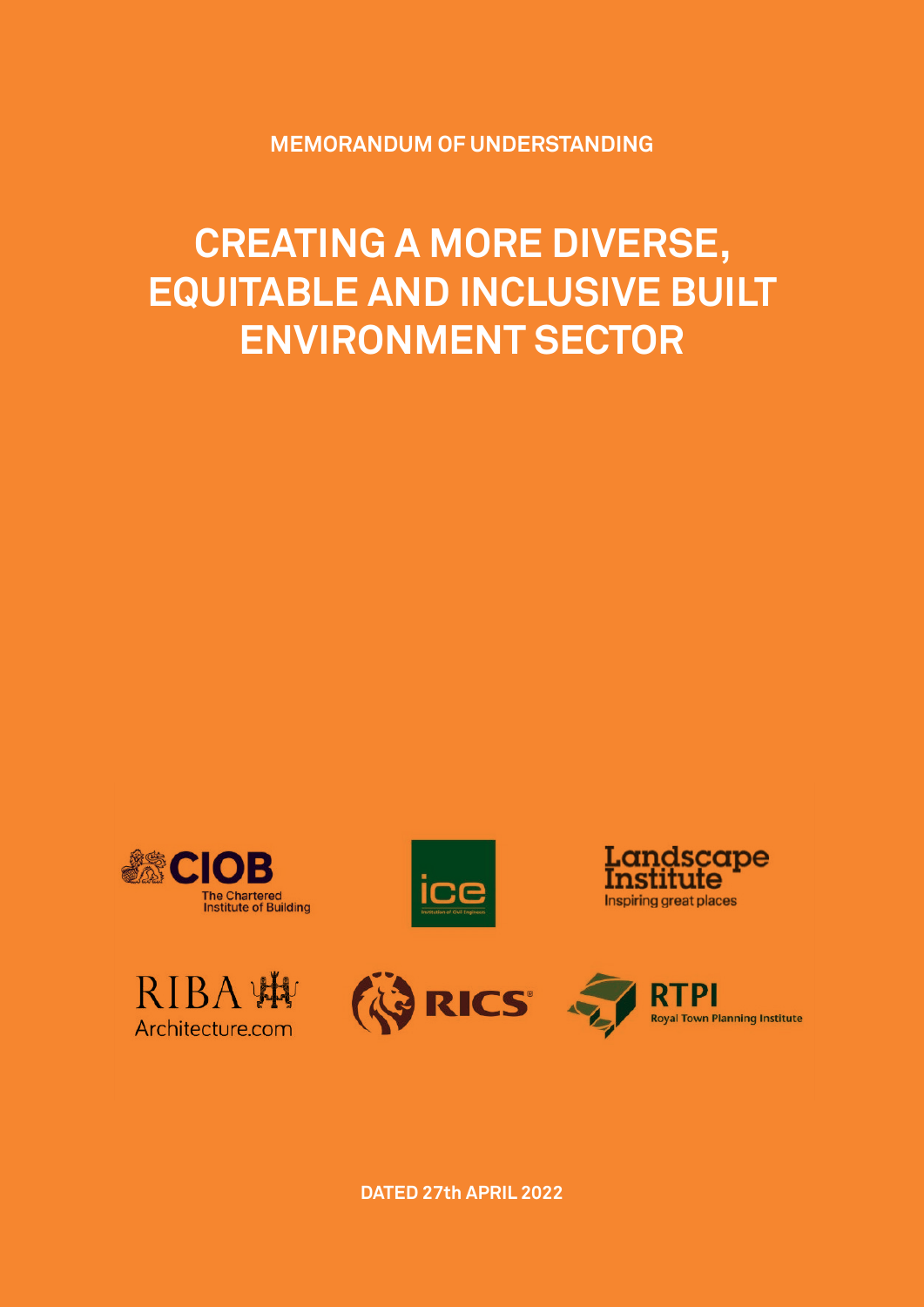MEMORANDUM OF UNDERSTANDING

# CREATING A MORE DIVERSE, EQUITABLE AND INCLUSIVE BUILT ENVIRONMENT SECTOR

CIOB The Chartered Institute of Building

ice Institution of Civil Engineers

Landscape Institute Inspiring great places

RIBA Architecture.com

RICS

RTPI Royal Town Planning Institute

DATED 27th APRIL 2022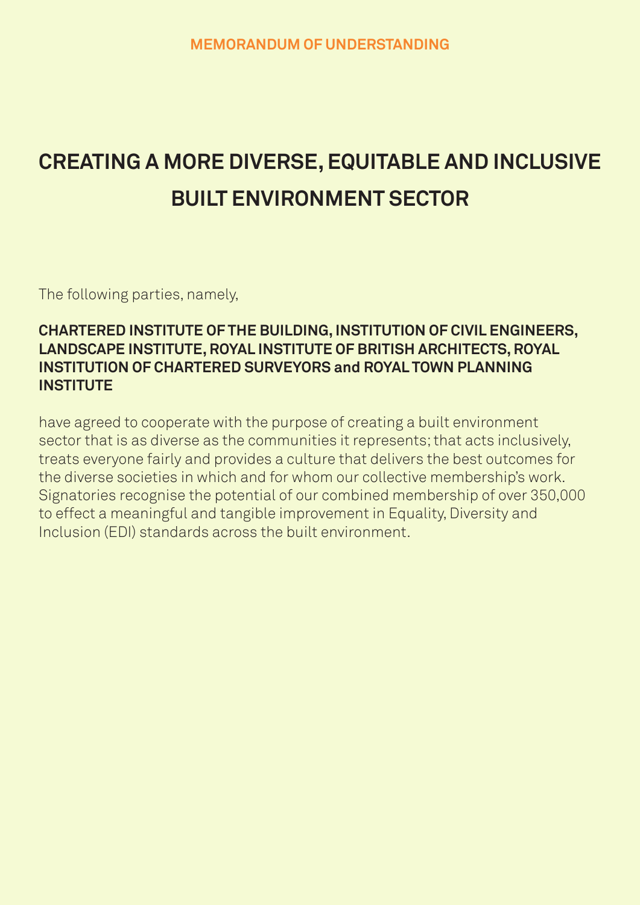MEMORANDUM OF UNDERSTANDING

# CREATING A MORE DIVERSE, EQUITABLE AND INCLUSIVE BUILT ENVIRONMENT SECTOR

The following parties, namely,

**CHARTERED INSTITUTE OF THE BUILDING, INSTITUTION OF CIVIL ENGINEERS, LANDSCAPE INSTITUTE, ROYAL INSTITUTE OF BRITISH ARCHITECTS, ROYAL INSTITUTION OF CHARTERED SURVEYORS and ROYAL TOWN PLANNING INSTITUTE**

have agreed to cooperate with the purpose of creating a built environment sector that is as diverse as the communities it represents; that acts inclusively, treats everyone fairly and provides a culture that delivers the best outcomes for the diverse societies in which and for whom our collective membership's work. Signatories recognise the potential of our combined membership of over 350,000 to effect a meaningful and tangible improvement in Equality, Diversity and Inclusion (EDI) standards across the built environment.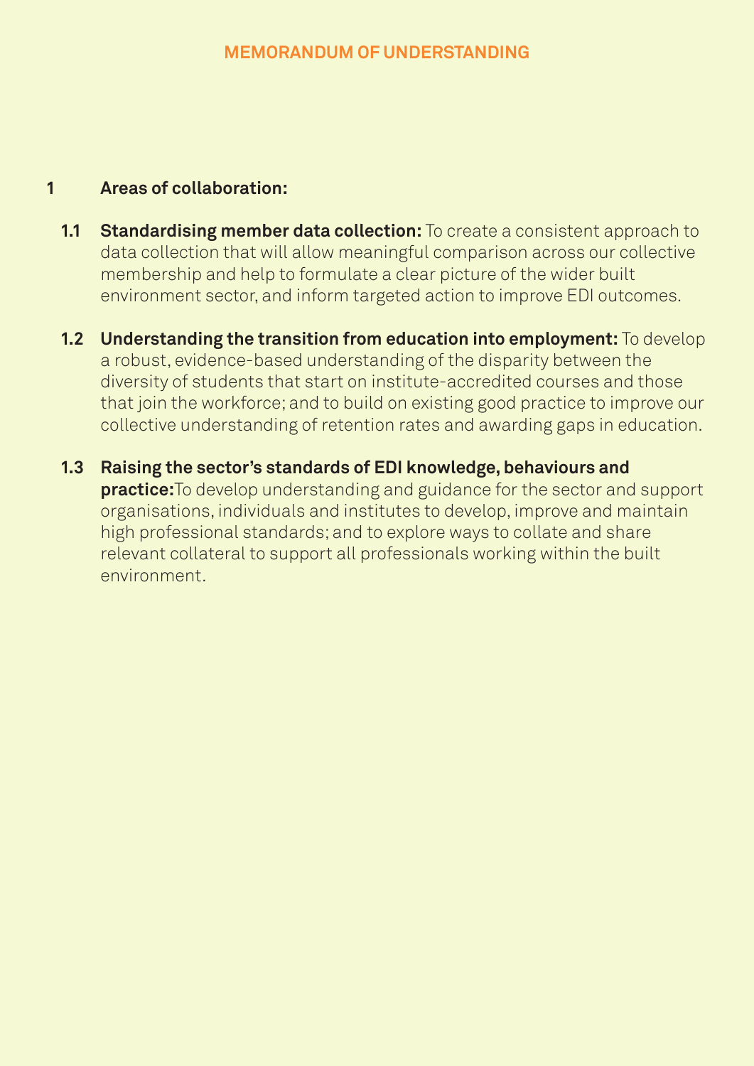**1 Areas of collaboration:**

**1.1 Standardising member data collection:** To create a consistent approach to data collection that will allow meaningful comparison across our collective membership and help to formulate a clear picture of the wider built environment sector, and inform targeted action to improve EDI outcomes.

**1.2 Understanding the transition from education into employment:** To develop a robust, evidence-based understanding of the disparity between the diversity of students that start on institute-accredited courses and those that join the workforce; and to build on existing good practice to improve our collective understanding of retention rates and awarding gaps in education.

**1.3 Raising the sector's standards of EDI knowledge, behaviours and practice:** To develop understanding and guidance for the sector and support organisations, individuals and institutes to develop, improve and maintain high professional standards; and to explore ways to collate and share relevant collateral to support all professionals working within the built environment.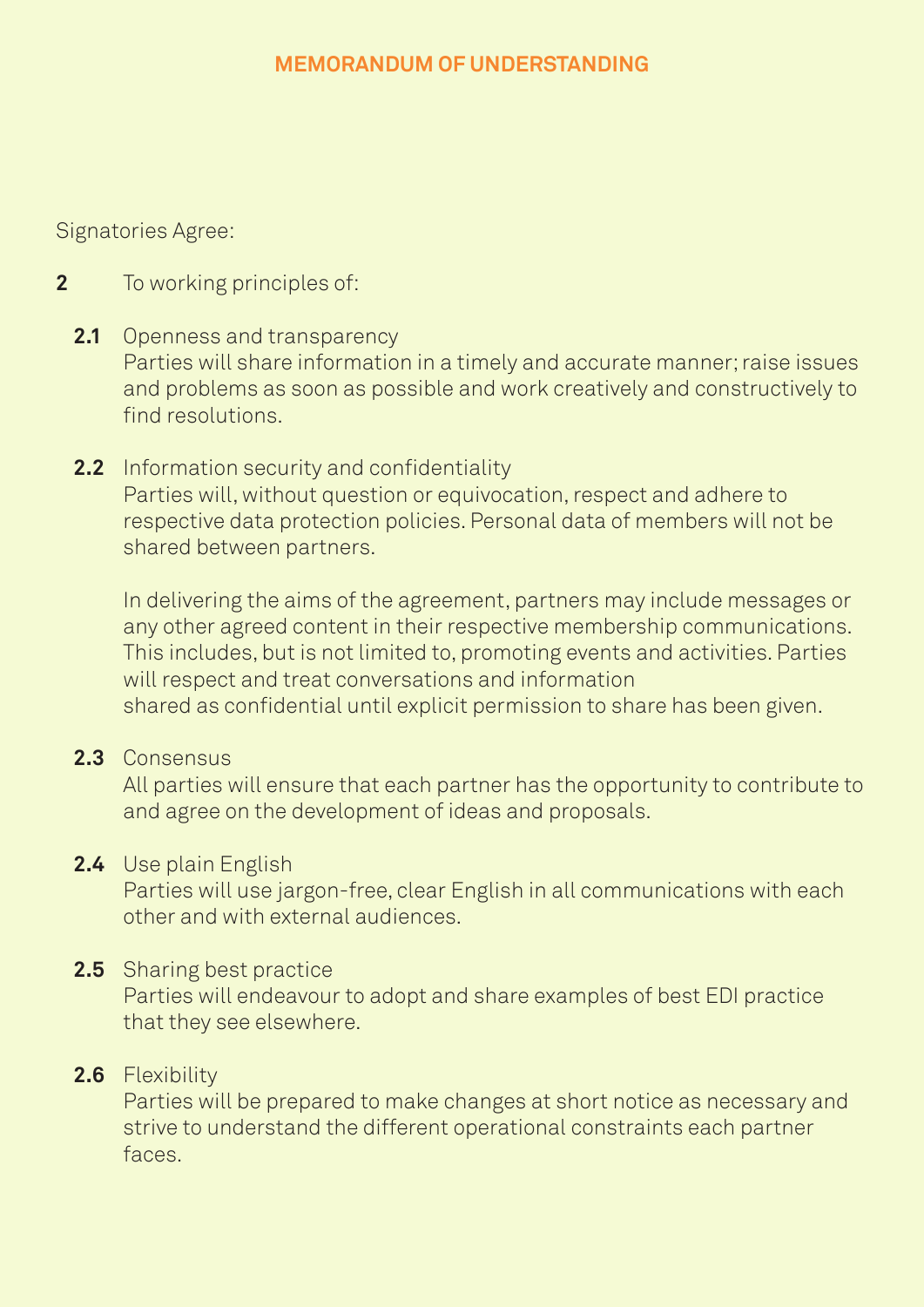## MEMORANDUM OF UNDERSTANDING

Signatories Agree:

**2** To working principles of:

**2.1** Openness and transparency
Parties will share information in a timely and accurate manner; raise issues and problems as soon as possible and work creatively and constructively to find resolutions.

**2.2** Information security and confidentiality
Parties will, without question or equivocation, respect and adhere to respective data protection policies. Personal data of members will not be shared between partners.

In delivering the aims of the agreement, partners may include messages or any other agreed content in their respective membership communications. This includes, but is not limited to, promoting events and activities. Parties will respect and treat conversations and information shared as confidential until explicit permission to share has been given.

**2.3** Consensus
All parties will ensure that each partner has the opportunity to contribute to and agree on the development of ideas and proposals.

**2.4** Use plain English
Parties will use jargon-free, clear English in all communications with each other and with external audiences.

**2.5** Sharing best practice
Parties will endeavour to adopt and share examples of best EDI practice that they see elsewhere.

**2.6** Flexibility
Parties will be prepared to make changes at short notice as necessary and strive to understand the different operational constraints each partner faces.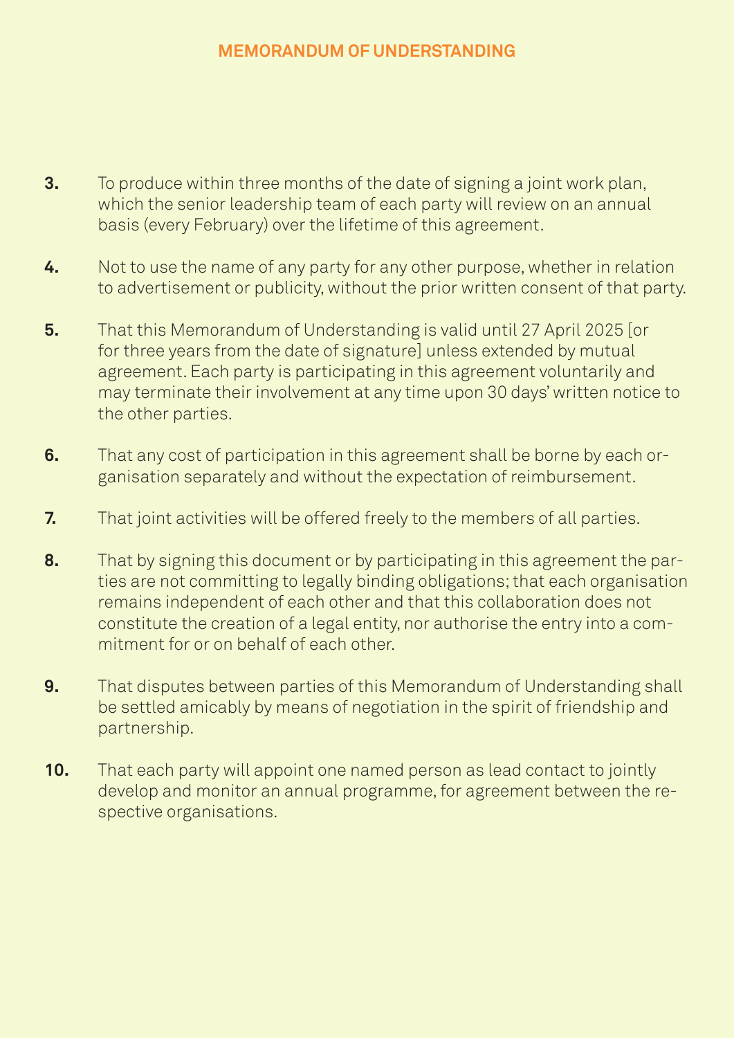3. To produce within three months of the date of signing a joint work plan, which the senior leadership team of each party will review on an annual basis (every February) over the lifetime of this agreement.

4. Not to use the name of any party for any other purpose, whether in relation to advertisement or publicity, without the prior written consent of that party.

5. That this Memorandum of Understanding is valid until 27 April 2025 [or for three years from the date of signature] unless extended by mutual agreement. Each party is participating in this agreement voluntarily and may terminate their involvement at any time upon 30 days' written notice to the other parties.

6. That any cost of participation in this agreement shall be borne by each organisation separately and without the expectation of reimbursement.

7. That joint activities will be offered freely to the members of all parties.

8. That by signing this document or by participating in this agreement the parties are not committing to legally binding obligations; that each organisation remains independent of each other and that this collaboration does not constitute the creation of a legal entity, nor authorise the entry into a commitment for or on behalf of each other.

9. That disputes between parties of this Memorandum of Understanding shall be settled amicably by means of negotiation in the spirit of friendship and partnership.

10. That each party will appoint one named person as lead contact to jointly develop and monitor an annual programme, for agreement between the respective organisations.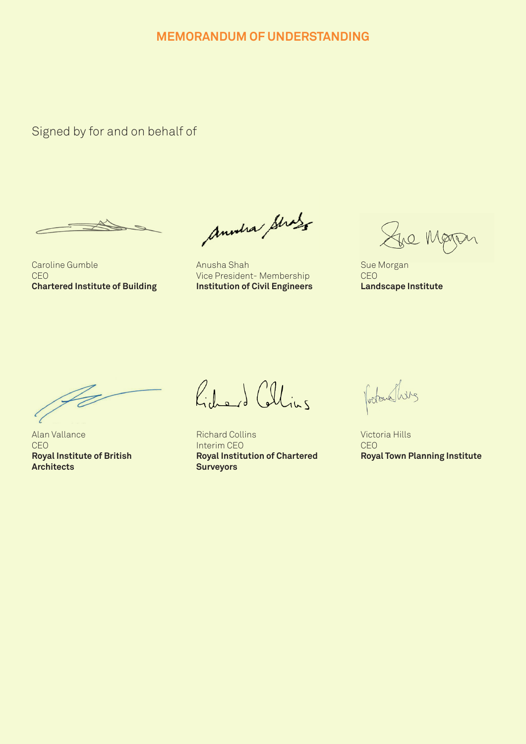## MEMORANDUM OF UNDERSTANDING

Signed by for and on behalf of

Caroline Gumble
CEO
**Chartered Institute of Building**

Anusha Shah
Vice President- Membership
**Institution of Civil Engineers**

Sue Morgan
CEO
**Landscape Institute**

Alan Vallance
CEO
**Royal Institute of British Architects**

Richard Collins
Interim CEO
**Royal Institution of Chartered Surveyors**

Victoria Hills
CEO
**Royal Town Planning Institute**